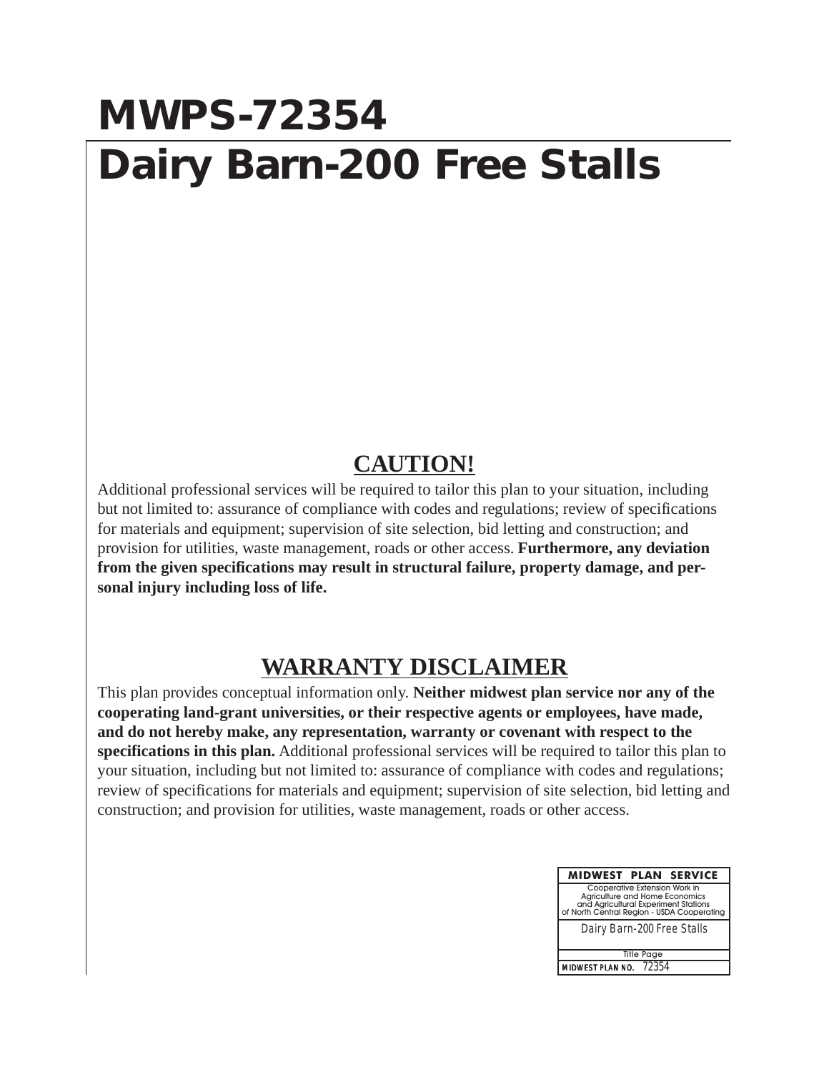# MWPS-72354

# Dairy Barn-200 Free Stalls

## CAUTION!

Additional professional services will be required to tailor this plan to your situation, including but not limited to: assurance of compliance with codes and regulations; review of specifications for materials and equipment; supervision of site selection, bid letting and construction; and provision for utilities, waste management, roads or other access. **Furthermore, any deviation from the given specifications may result in structural failure, property damage, and personal injury including loss of life.**

## WARRANTY DISCLAIMER

This plan provides conceptual information only. **Neither midwest plan service nor any of the cooperating land-grant universities, or their respective agents or employees, have made, and do not hereby make, any representation, warranty or covenant with respect to the specifications in this plan.** Additional professional services will be required to tailor this plan to your situation, including but not limited to: assurance of compliance with codes and regulations; review of specifications for materials and equipment; supervision of site selection, bid letting and construction; and provision for utilities, waste management, roads or other access.

| MIDWEST PLAN SERVICE |
| --- |
| Cooperative Extension Work in Agriculture and Home Economics and Agricultural Experiment Stations of North Central Region - USDA Cooperating |
| Dairy Barn-200 Free Stalls |
| Title Page |
| MIDWEST PLAN NO. 72354 |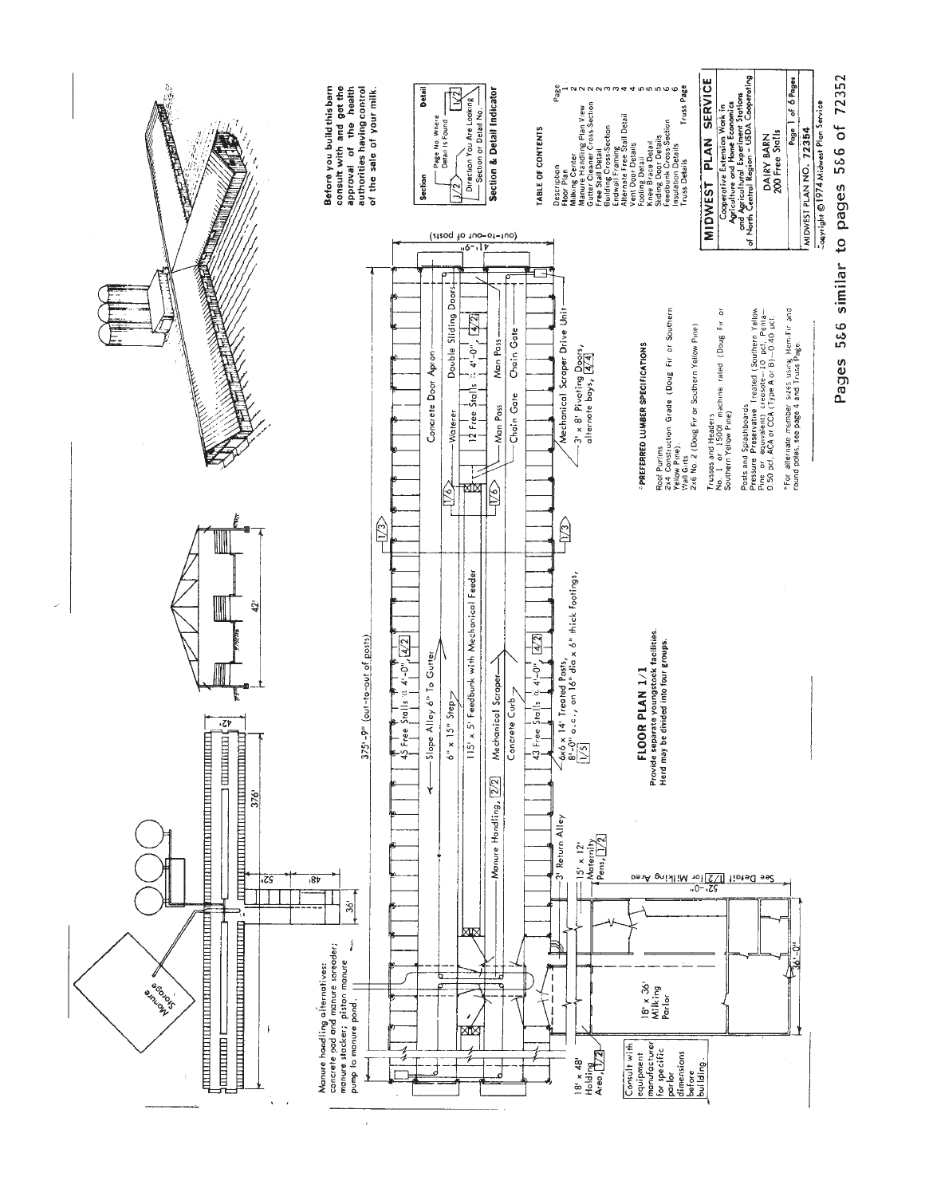Before you build this barn consult with and get the approval of the health authorities having control of the sale of your milk.

**Section & Detail Indicator**

Section: 1/2 — Page No. Where Detail Is Found; Direction You Are Looking; Section or Detail No.

Detail: 1/2

**TABLE OF CONTENTS**

| Description | Page |
| --- | --- |
| Floor Plan | 1 |
| Milking Center | 2 |
| Manure Handling Plan View | 2 |
| Gutter Cleaner Cross-Section | 2 |
| Free Stall Detail | 2 |
| Building Cross-Section | 3 |
| Endwall Framing | 3 |
| Alternate Free Stall Detail | 4 |
| Vent Door Details | 4 |
| Footing Detail | 5 |
| Knee Brace Detail | 5 |
| Sliding Door Details | 5 |
| Feedbunk Cross-Section | 5 |
| Insulation Details | 6 |
| Truss Details | Truss Page |

Manure handling alternatives: concrete pad and manure spreader; manure stacker; piston manure pump to manure pond.

Manure Storage

376' — 42' — 52' — 48' — 36'

42'

375'-9" (out-to-out of posts)

41'-9" (out-to-out of posts)

45 Free Stalls @ 4'-0", 4/2

Slope Alley 6" To Gutter

6" x 15" Step

115' x 5' Feedbunk with Mechanical Feeder

Mechanical Scraper

Concrete Curb

43 Free Stalls @ 4'-0", 4/2

6x6 x 14' Treated Posts, 8'-0" o.c., on 16" dia x 6" thick footings, 1/5

Manure Handling, 2/2

Concrete Door Apron

Waterer

Double Sliding Doors

12 Free Stalls @ 4'-0", 4/2

Man Pass — Man Pass

Chain Gate — Chain Gate

Mechanical Scraper Drive Unit

3' x 8' Pivoting Doors, alternate bays, 4/4

3' Return Alley

15' x 12' Maternity Pens, 1/2

See Detail 1/2 for Milking Area

52'-0"

36'-0"

18' x 36' Milking Parlor

18' x 48' Holding Area, 1/2

Consult with equipment manufacturer for specific parlor dimensions before building.

**FLOOR PLAN 1/1**

**Provide separate youngstock facilities. Herd may be divided into four groups.**

**\*PREFERRED LUMBER SPECIFICATIONS**

Roof Purlins
2x4 Construction Grade (Doug Fir or Southern Yellow Pine).

Wall Girts
2x6 No. 2 (Doug Fir or Southern Yellow Pine)

Trusses and Headers
No. 1 or 1500f machine rated (Doug Fir or Southern Yellow Pine)

Posts and Splashboards
Pressure Preservative Treated (Southern Yellow Pine or equivalent) creosote—10 pcf, Penta—0.50 pcf, ACA or CCA (Type A or B)—0.40 pcf.

\*For alternate member sizes using Hem-Fir and round poles, see page 4 and Truss Page.

**MIDWEST PLAN SERVICE**

Cooperative Extension Work in Agriculture and Home Economics and Agricultural Experiment Stations of North Central Region - USDA Cooperating

DAIRY BARN
200 Free Stalls

Page 1 of 6 Pages

MIDWEST PLAN NO. 72354

Copyright © 1974 Midwest Plan Service

**Pages 5&6 similar to pages 5&6 of 72352**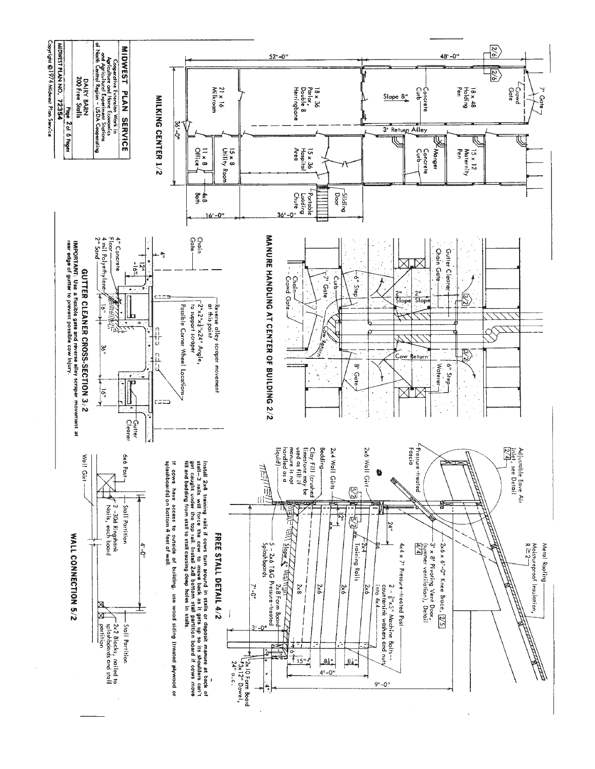# MIDWEST PLAN SERVICE

Cooperative Extension Work in Agriculture and Home Economics and Agricultural Experiment Stations of North Central Region - USDA Cooperating

DAIRY BARN
200 Free Stalls

MIDWEST PLAN NO. 72354

Copyright © 1974 Midwest Plan Service

## MILKING CENTER 1/2

52'-0" | 48'-0" | 36'-0" | 16'-0" | 36'-0"

21 x 16 Milkroom; 18 x 36 Parlor, Double 8 Herringbone; 18 x 48 Holding Pen; Slope 8"; Concrete Curb; Crowd Gate; 7' Gate; 3' Return Alley; 11 x 8 Office; 4x8 Bath; 15 x 8 Utility Room; 15 x 36 Hospital Area; Portable Loading Chute; Sliding Door; Concrete Curb; Manger; 15 x 12 Maternity Pen; 2/6

## MANURE HANDLING AT CENTER OF BUILDING 2/2

Gutter Cleaner; Chain Gate; 6" Step; 2" Slope; 2" Slope; 3/2; Curb; 7' Gate; Chain; Crowd Gate; Cow Return; Cow Return; 8' Gate; 6" Step; Waterer

## GUTTER CLEANER CROSS-SECTION 3/2

Chain Gate; 4"; 12"; 16"; 4" Concrete Floor; 4 mil Polyethylene; 2" Sand; 16"; 36"; 16"; Reverse alley scraper movement at this point; 2"x2"x¼"x24" Angle, to support scraper; Possible Corner Wheel Locations; Gutter Cleaner

**IMPORTANT:** Use a flexible gate and reverse alley scraper movement at rear edge of gutter to prevent possible cow injury.

## FREE STALL DETAIL 4/2

Adjustable Eave Air Inlet, see Detail 2/4; Metal Roofing; Moistureproof Insulation, R ≥ 2; Pressure-treated Fascia; 3' x 8' Pivoting Vent Door, (summer ventilation), Detail 4/4; 2x6 x 6'-0" Knee Brace, 2/5; 4x4 x 7' Pressure-treated Post; 2 - ⅝"x5" Machine Bolts--countersink washers and nuts into 4x4; 2x6 Wall Girt; 2x4 Wall Girts; 5/2; 24"; 12"; 2x4 Training Rails; 2x6; 2x6; 2x8; Bedding; Clay Fill (crushed limestone may be used as fill if manure is not handled as a liquid); Slope 4"; 5 - 2x6 T&G Pressure-treated Splashboards; 2x8 Form Board Pressure-treated; 7'-0"; 3'-0"; 6"; 15"; 8½"; 8½"; 4'-0"; 9'-0"; 4"; 2x10 Form Board #3x12" Dowel, 24" o.c.

Install 2x4 training rails if cows turn around in stalls or deposit manure at back of stall--3 rails will force the cow to move back as it gets up so its shoulders can't get caught under the top rail. Install 2x8 bottom stall partition board if cows move fill and bedding from stall to stall causing deep holes in stalls.

If cows have access to outside of building, use wood siding (treated plywood or splashboards) on bottom 4 feet of wall.

## WALL CONNECTION 5/2

6x6 Post; 2 -30d Ringshank Nails, each board; Stall Partition; 4'-0"; Wall Girt; 2x2 Blocks, nailed to splashboards and stall partition; Stall Partition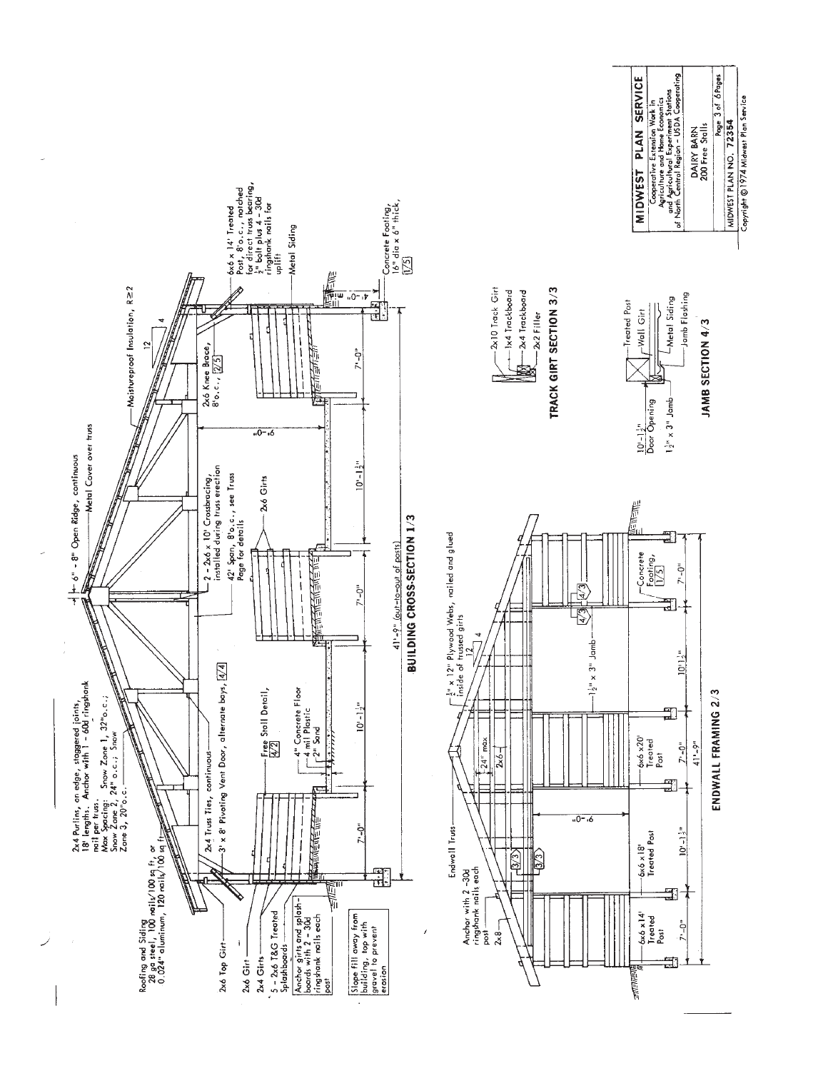# BUILDING CROSS-SECTION 1/3

Roofing and Siding
28 ga steel, 100 nails/100 sq ft, or
0.024" aluminum, 120 nails/100 sq ft

2x4 Purlins, on edge, staggered joints, 18' lengths. Anchor with 1 - 60d ringshank nail per truss.
Max Spacing: Snow Zone 1, 32" o.c.; Snow Zone 2, 24" o.c.; Snow Zone 3, 20" o.c.

6" - 8" Open Ridge, continuous

Metal Cover over truss

Moistureproof Insulation, R≥2

12 / 4

2x6 Top Girt

2x4 Truss Ties, continuous

3' x 8' Pivoting Vent Door, alternate bays, 4/4

2x6 Girt

2x4 Girts

5 - 2x6 T&G Treated Splashboards

Anchor girts and splashboards with 2 - 30d ringshank nails each post

Slope fill away from building, top with gravel to prevent erosion

Free Stall Detail, 4/2

4" Concrete Floor
4 mil Plastic
2" Sand

2 - 2x6 x 10' Crossbracing, installed during truss erection

42' Span, 8' o.c., see Truss Page for details

2x6 Girts

2x6 Knee Brace, 8' o.c., 2/5

6x6 x 14' Treated Post, 8' o.c., notched for direct truss bearing, ½" bolt plus 4 - 30d ringshank nails for uplift

Metal Siding

Concrete Footing, 16" dia x 6" thick, 1/5

9'-0"

4'-0"

7'-0" | 10'-1½" | 7'-0" | 10'-1½" | 7'-0"

41'-9" (out-to-out of posts)

# ENDWALL FRAMING 2/3

Endwall Truss

½" x 12" Plywood Webs, nailed and glued inside of trussed girts

12 / 4

Anchor with 2 - 30d ringshank nails each post

2x8

24" max

2x6

9'-0"

3/3

6x6 x 14' Treated Post

6x6 x 18' Treated Post

6x6 x 20' Treated Post

1½" x 3" Jamb

4/3

Concrete Footing, 1/5

7'-0" | 10'-1½" | 7'-0" | 10'-1½" | 7'-0"

41'-9"

# TRACK GIRT SECTION 3/3

2x10 Track Girt

1x4 Trackboard

2x4 Trackboard

2x2 Filler

# JAMB SECTION 4/3

10'-1½" Door Opening

1½" x 3" Jamb

Treated Post

Wall Girt

Metal Siding

Jamb Flashing

---

**MIDWEST PLAN SERVICE**

Cooperative Extension Work in Agriculture and Home Economics and Agricultural Experiment Stations of North Central Region - USDA Cooperating

DAIRY BARN
200 Free Stalls

Page 3 of 6 Pages

MIDWEST PLAN NO. 72354

Copyright © 1974 Midwest Plan Service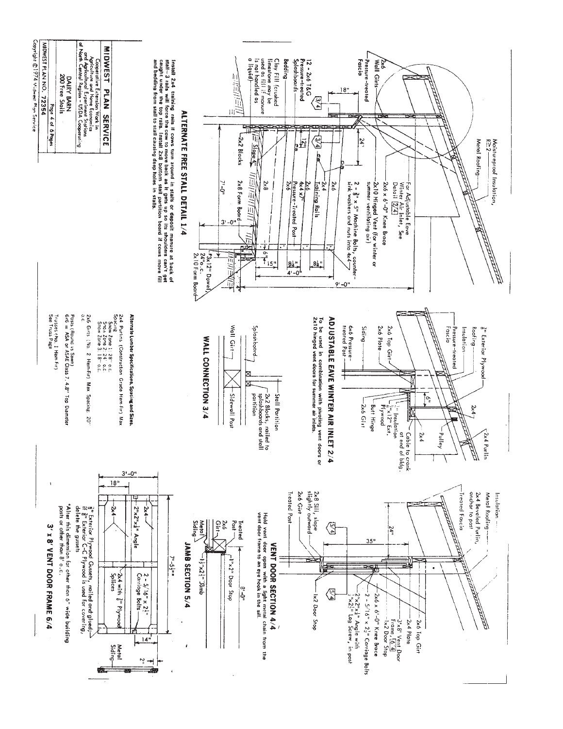## ALTERNATE FREE STALL DETAIL 1/4

Moistureproof Insulation, R≥2

Metal Roofing

2x6 Wall Girts

Pressure-treated Fascia

18"

For Adjustable Eave Winter Air Inlet, See Detail 2/4

2x6 x 6'-0" Knee Brace

2x10 Hinged Vent (for winter or summer ventilating air)

2 - 3/8" x 5" Machine Bolts, countersink washers and nuts into 4x4

12 - 2x6 T&G Pressure-treated Splashboards

Bedding

Clay Fill (crushed limestone may be used as fill if manure is not handled as a liquid)

24"

12"

2x6

2x4 Training Rails

2x6

4x4 x 7' Pressure-Treated Post

2x6

2x8

2x2 Blocks

Slope 4"

2x8 Form Board

7'-0"

3'-0"

6"

15"

8½"

8½"

4'-0"

9'-0"

#3x12" Dowel 24" o.c.

2x10 Form Board

Install 2x4 training rails if cows turn around in stalls or deposit manure at back of stall—3 rails will force the cow to move back as it gets up so its shoulders can't get caught under the top rails. Install 2x8 bottom stall partition board if cows move fill and bedding from stall to stall causing deep holes in stalls.

## ADJUSTABLE EAVE WINTER AIR INLET 2/4

3/8" Exterior Plywood

Roofing

Insulation

Pressure-treated Fascia

2x6 Top Girt

2x6 Plate

Siding

6x6 Pressure-treated Post

2x4 Purlin

2x4

Pulley

6"

1/2" Insulation

3/8" x 12" Ext. Plywood

Butt Hinge

2x6 Girt

2x4

Cable to crank at end of bldg.

To be used in combination with pivoting vent doors or 2x10 hinged vent doors for summer air inlets.

## WALL CONNECTION 3/4

Splashboard

Wall Girt

Stall Partition

2x2 Blocks, nailed to splashboards and stall partition

Sidewall Post

**Alternate Lumber Specifications, Spacing and Sizes.**

2x4 Purlins (Construction Grade Hem-Fir) Max Spacing:
Snow Zone 1: 28" o.c.
Snow Zone 2: 24" o.c.
Snow Zone 3: 18" o.c.

2x6 Girts (No. 2 Hem-Fir) Max Spacing 20" o.c.

Posts (Round vs Sawn)
6/6 = ASA or ASAE Class 7, 4.8" Top Diameter

Trusses (No. 1 Hem-Fir)
See Truss Page

## VENT DOOR SECTION 4/4

Insulation

Metal Roofing

2x4 Beveled Purlin, anchor to post

Treated Fascia

24"

35"

2x8 Sill, slope slightly outward

2x6 Girt

Treated Post

5/4

5/4

1x2 Door Stop

2x6 Top Girt

2x4 Plate

3'x8' Vent Door Frame, 6/4

1x2 Door Stop

2x6 x 6'-0" Knee Brace

2 - 5/16" x 2½" Carriage Bolts

2"x2"x¼" Angle with ¼"x2½" Lag Screw, in post

8'-0"

Hold vent door open with a light metal chain from the vent door frame to an eye hook in the sill.

## JAMB SECTION 5/4

Treated Post

2x6 Girt

Metal Siding

1"x2" Door Stop

1½"x2½" Jamb

## 3' x 8' VENT DOOR FRAME 6/4

3'-0"

18"

2"x2"x¼" Angle

2x4

2x4

7'-5½"*

2x4 with 3/8" Plywood Splices

2 - 5/16" x 2½" Carriage Bolts

14"

2"

Metal Siding

3/8" Exterior Plywood Gussets, nailed and glued; if 3/8" Exterior C-C Plywood is used for covering, delete the gussets

*Alter this dimension for other than 6" wide building posts or other than 8' o.c.

**MIDWEST PLAN SERVICE**

Cooperative Extension Work in Agriculture and Home Economics and Agricultural Experiment Stations of North Central Region - USDA Cooperating

DAIRY BARN
200 Free Stalls

Page 4 of 6 Pages

MIDWEST PLAN NO. 72354

Copyright © 1974 Midwest Plan Service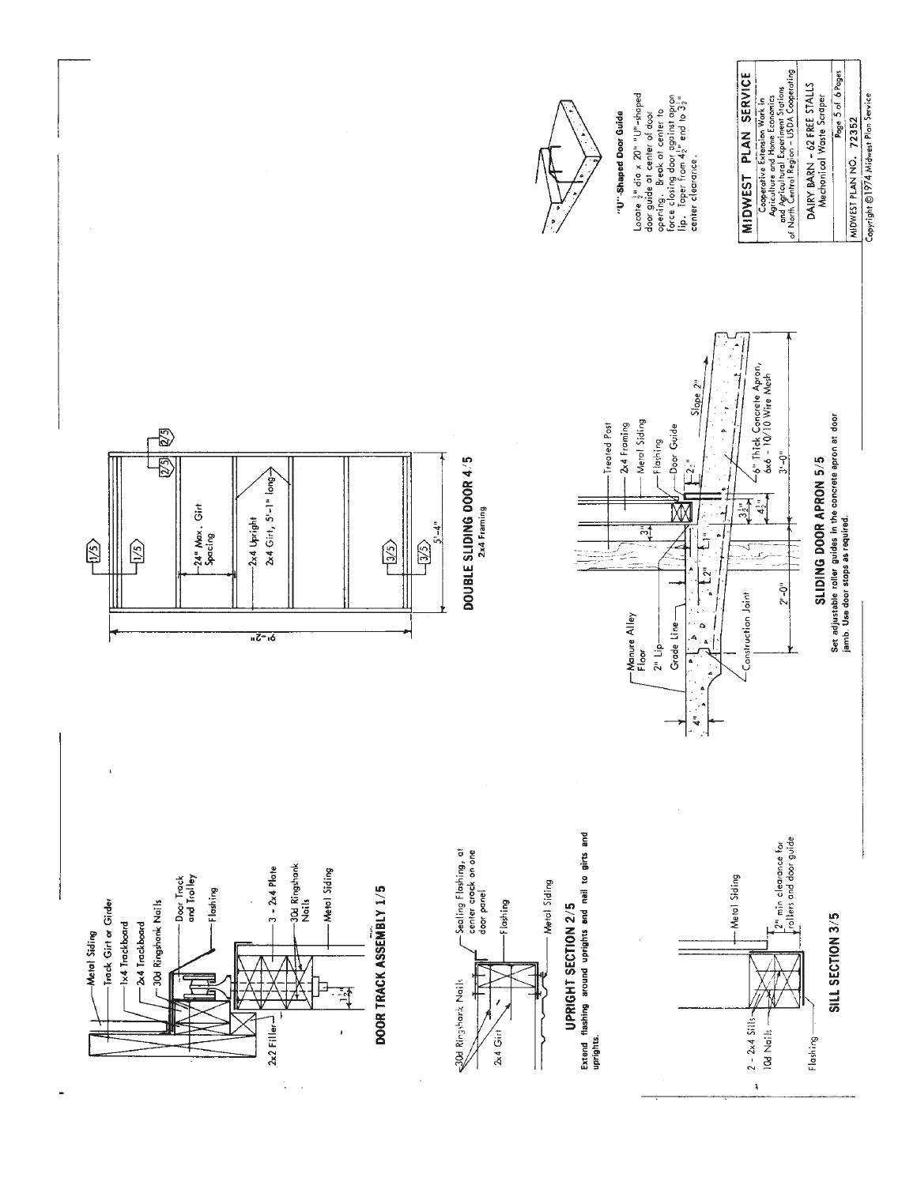## DOOR TRACK ASSEMBLY 1/5

- Metal Siding
- Track Girt or Girder
- 1x4 Trackboard
- 2x4 Trackboard
- 30d Ringshank Nails
- Door Track and Trolley
- Flashing
- 3 - 2x4 Plate
- 30d Ringshank Nails
- Metal Siding
- 2x2 Filler
- $1\frac{1}{2}$"

## UPRIGHT SECTION 2/5

- 30d Ringshank Nails
- Sealing Flashing, at center crack on one door panel
- Flashing
- 2x4 Girt
- Metal Siding

Extend flashing around uprights and nail to girts and uprights.

## SILL SECTION 3/5

- Metal Siding
- 2 - 2x4 Sills
- 10d Nails
- Flashing
- $\frac{1}{2}$" min clearance for rollers and door guide

## DOUBLE SLIDING DOOR 4/5

2x4 Framing

- 24" Max. Girt Spacing
- 2x4 Upright
- 2x4 Girt, 5'-1" long
- 9'-2"
- 5'-4"

## SLIDING DOOR APRON 5/5

- Manure Alley Floor
- 2" Lip
- Grade Line
- Construction Joint
- Treated Post
- 2x4 Framing
- Metal Siding
- Flashing
- Door Guide
- 6" Thick Concrete Apron, 6x6 - 10/10 Wire Mesh
- Slope 2"
- 4", 2", 1", 3", $2\frac{1}{2}$", $3\frac{1}{2}$", $4\frac{1}{2}$"
- 2'-0"
- 3'-0"

Set adjustable roller guides in the concrete apron at door jamb. Use door stops as required.

## "U"-Shaped Door Guide

Locate $\frac{1}{2}$" dia x 20" "U"-shaped door guide at center of door opening. Break at center to force closing door against apron lip. Taper from $4\frac{1}{2}$" end to $3\frac{1}{2}$" center clearance.

---

**MIDWEST PLAN SERVICE**

Cooperative Extension Work in Agriculture and Home Economics and Agricultural Experiment Stations of North Central Region - USDA Cooperating

DAIRY BARN - 62 FREE STALLS
Mechanical Waste Scraper

Page 5 of 6 Pages

MIDWEST PLAN NO. 72352

Copyright ©1974 Midwest Plan Service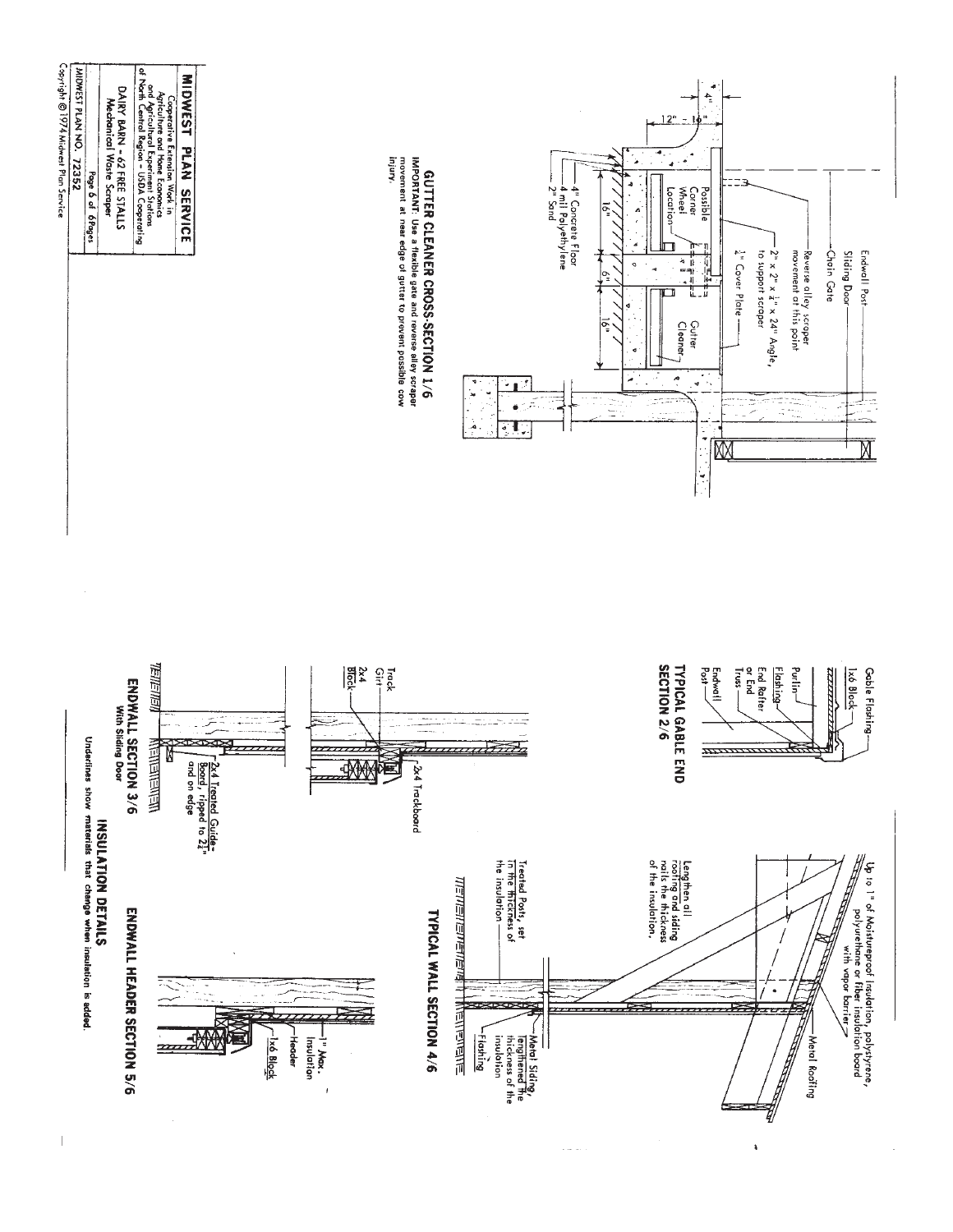Endwall Post

Sliding Door

Chain Gate

Reverse alley scraper movement at this point

2" x 2" x 1/4" x 24" Angle, to support scraper

1/4" Cover Plate

Possible Corner Wheel Location

Gutter Cleaner

12" - 16"

4"

16"

6"

16"

4" Concrete Floor

4 mil Polyethylene

2" Sand

## GUTTER CLEANER CROSS-SECTION 1/6

**IMPORTANT:** Use a flexible gate and reverse alley scraper movement at near edge of gutter to prevent possible cow injury.

Gable Flashing

1x6 Block

Purlin

Flashing

End Rafter or End Truss

Endwall Post

## TYPICAL GABLE END SECTION 2/6

Track Girt

2x4 Block

2x4 Trackboard

2x4 Treated Guide-Board, ripped to 2 1/2" and on edge

## ENDWALL SECTION 3/6
With Sliding Door

Up to 1" of Moistureproof Insulation, polystyrene, polyurethane or fiber insulation board with vapor barrier

Metal Roofing

Lengthen all roofing and siding nails the thickness of the insulation.

Treated Posts, set in the thickness of the insulation

Metal Siding, lengthened the thickness of the insulation

Flashing

## TYPICAL WALL SECTION 4/6

1" Max. Insulation

Header

1x6 Block

## ENDWALL HEADER SECTION 5/6

## INSULATION DETAILS

Underlines show materials that change when insulation is added.

**MIDWEST PLAN SERVICE**

Cooperative Extension Work in Agriculture and Home Economics and Agricultural Experiment Stations of North Central Region - USDA Cooperating

DAIRY BARN - 62 FREE STALLS
Mechanical Waste Scraper

Page 6 of 6 Pages

MIDWEST PLAN NO. 72352

Copyright © 1974 Midwest Plan Service